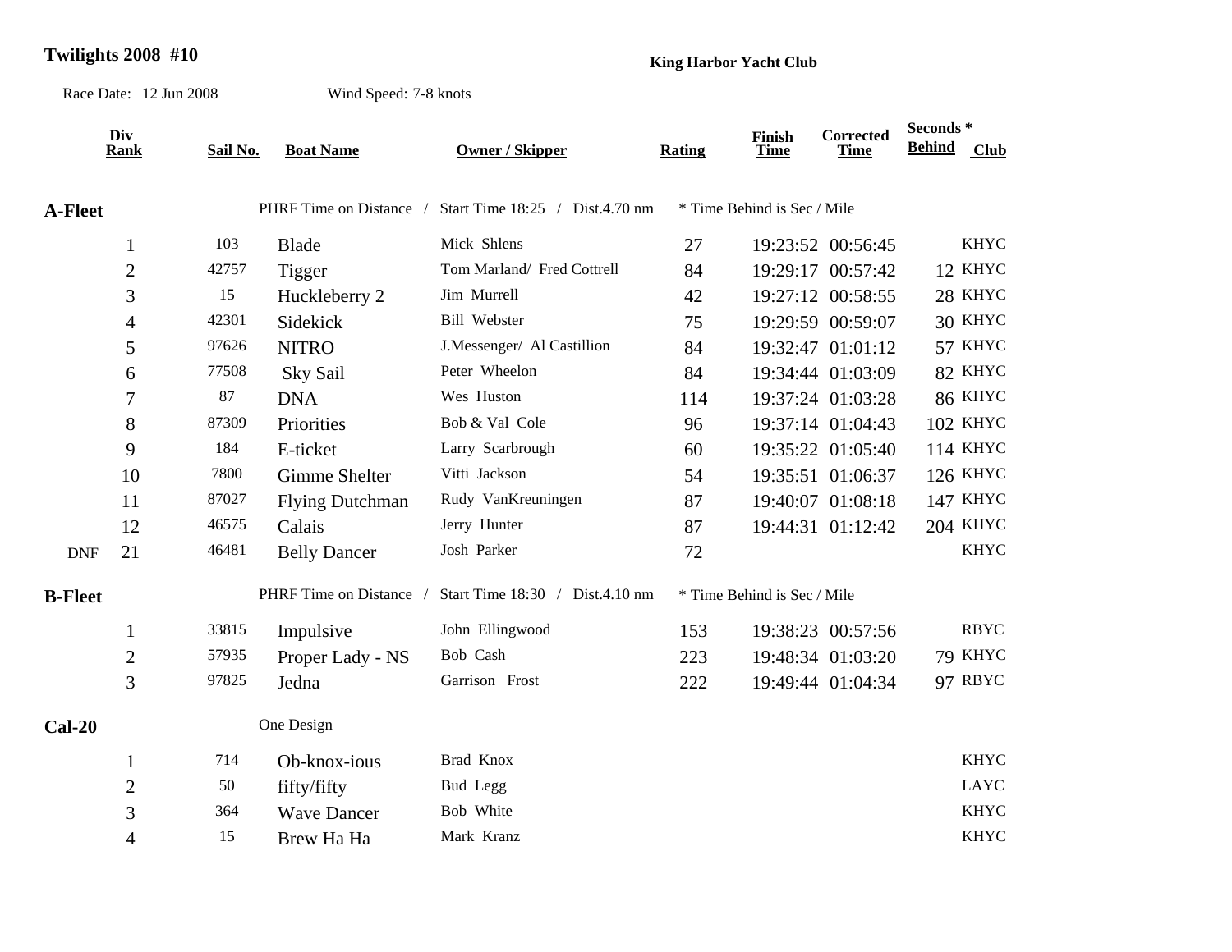**Twilights 2008 #10**

**King Harbor Yacht Club**

Race Date: 12 Jun 2008 Wind Speed: 7-8 knots

| | Div Rank | Sail No. | Boat Name | Owner / Skipper | Rating | Finish Time | Corrected Time | Seconds * Behind | Club |
|---|---|---|---|---|---|---|---|---|---|
| **A-Fleet** | | | PHRF Time on Distance / | Start Time 18:25 / Dist.4.70 nm | | * Time Behind is Sec / Mile | | | |
| | 1 | 103 | Blade | Mick Shlens | 27 | 19:23:52 | 00:56:45 | | KHYC |
| | 2 | 42757 | Tigger | Tom Marland/ Fred Cottrell | 84 | 19:29:17 | 00:57:42 | 12 | KHYC |
| | 3 | 15 | Huckleberry 2 | Jim Murrell | 42 | 19:27:12 | 00:58:55 | 28 | KHYC |
| | 4 | 42301 | Sidekick | Bill Webster | 75 | 19:29:59 | 00:59:07 | 30 | KHYC |
| | 5 | 97626 | NITRO | J.Messenger/ Al Castillion | 84 | 19:32:47 | 01:01:12 | 57 | KHYC |
| | 6 | 77508 | Sky Sail | Peter Wheelon | 84 | 19:34:44 | 01:03:09 | 82 | KHYC |
| | 7 | 87 | DNA | Wes Huston | 114 | 19:37:24 | 01:03:28 | 86 | KHYC |
| | 8 | 87309 | Priorities | Bob & Val Cole | 96 | 19:37:14 | 01:04:43 | 102 | KHYC |
| | 9 | 184 | E-ticket | Larry Scarbrough | 60 | 19:35:22 | 01:05:40 | 114 | KHYC |
| | 10 | 7800 | Gimme Shelter | Vitti Jackson | 54 | 19:35:51 | 01:06:37 | 126 | KHYC |
| | 11 | 87027 | Flying Dutchman | Rudy VanKreuningen | 87 | 19:40:07 | 01:08:18 | 147 | KHYC |
| | 12 | 46575 | Calais | Jerry Hunter | 87 | 19:44:31 | 01:12:42 | 204 | KHYC |
| DNF | 21 | 46481 | Belly Dancer | Josh Parker | 72 | | | | KHYC |
| **B-Fleet** | | | PHRF Time on Distance / | Start Time 18:30 / Dist.4.10 nm | | * Time Behind is Sec / Mile | | | |
| | 1 | 33815 | Impulsive | John Ellingwood | 153 | 19:38:23 | 00:57:56 | | RBYC |
| | 2 | 57935 | Proper Lady - NS | Bob Cash | 223 | 19:48:34 | 01:03:20 | 79 | KHYC |
| | 3 | 97825 | Jedna | Garrison Frost | 222 | 19:49:44 | 01:04:34 | 97 | RBYC |
| **Cal-20** | | | One Design | | | | | | |
| | 1 | 714 | Ob-knox-ious | Brad Knox | | | | | KHYC |
| | 2 | 50 | fifty/fifty | Bud Legg | | | | | LAYC |
| | 3 | 364 | Wave Dancer | Bob White | | | | | KHYC |
| | 4 | 15 | Brew Ha Ha | Mark Kranz | | | | | KHYC |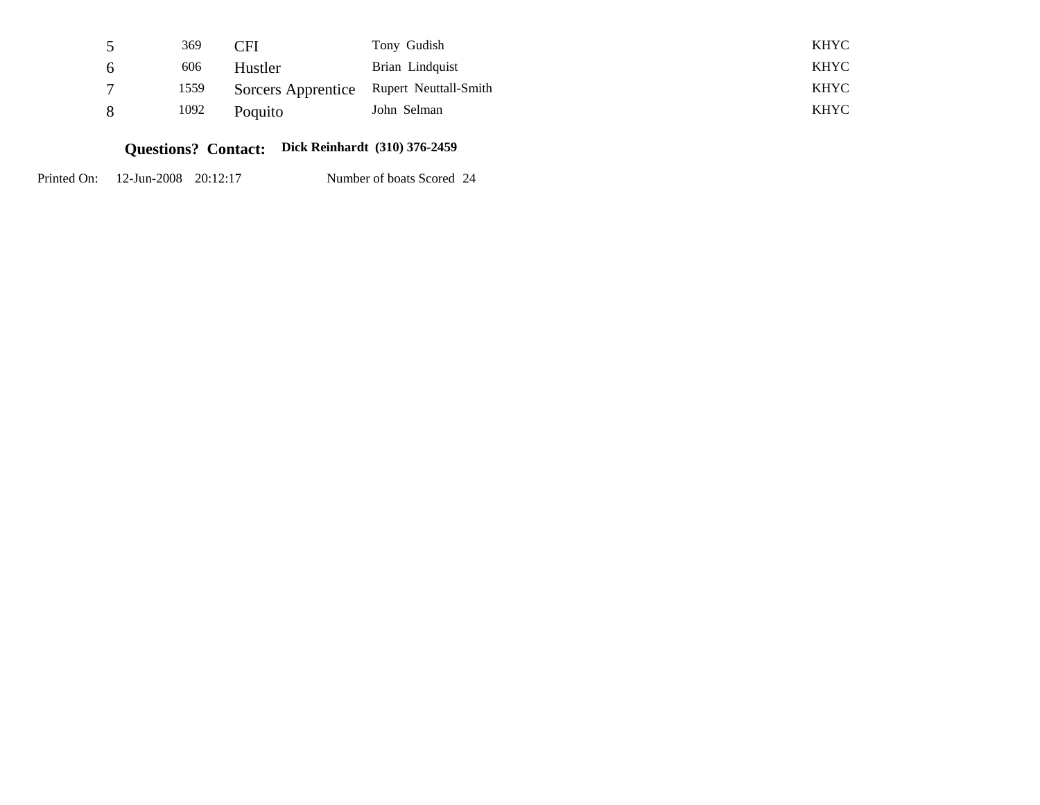| | | | | |
|---|---|---|---|---|
| 5 | 369 | CFI | Tony Gudish | KHYC |
| 6 | 606 | Hustler | Brian Lindquist | KHYC |
| 7 | 1559 | Sorcers Apprentice | Rupert Neuttall-Smith | KHYC |
| 8 | 1092 | Poquito | John Selman | KHYC |

**Questions? Contact: Dick Reinhardt (310) 376-2459**

Printed On: 12-Jun-2008 20:12:17 Number of boats Scored 24